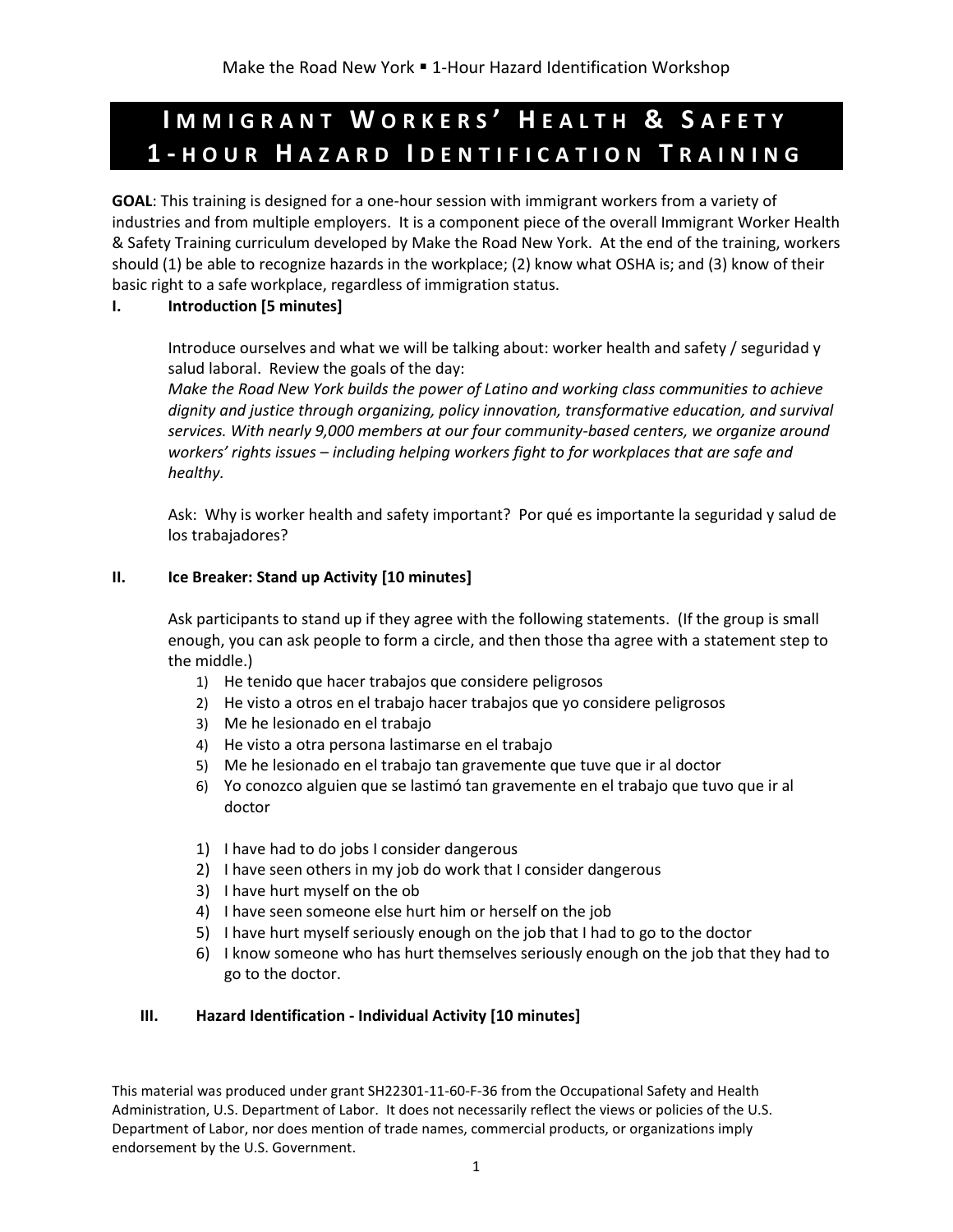# Immigrant Workers' Health & Safety 1-hour Hazard Identification Training

**GOAL**: This training is designed for a one-hour session with immigrant workers from a variety of industries and from multiple employers. It is a component piece of the overall Immigrant Worker Health & Safety Training curriculum developed by Make the Road New York. At the end of the training, workers should (1) be able to recognize hazards in the workplace; (2) know what OSHA is; and (3) know of their basic right to a safe workplace, regardless of immigration status.

## I. Introduction [5 minutes]

Introduce ourselves and what we will be talking about: worker health and safety / seguridad y salud laboral. Review the goals of the day:

*Make the Road New York builds the power of Latino and working class communities to achieve dignity and justice through organizing, policy innovation, transformative education, and survival services. With nearly 9,000 members at our four community-based centers, we organize around workers' rights issues – including helping workers fight to for workplaces that are safe and healthy.*

Ask: Why is worker health and safety important? Por qué es importante la seguridad y salud de los trabajadores?

## II. Ice Breaker: Stand up Activity [10 minutes]

Ask participants to stand up if they agree with the following statements. (If the group is small enough, you can ask people to form a circle, and then those tha agree with a statement step to the middle.)

1) He tenido que hacer trabajos que considere peligrosos
2) He visto a otros en el trabajo hacer trabajos que yo considere peligrosos
3) Me he lesionado en el trabajo
4) He visto a otra persona lastimarse en el trabajo
5) Me he lesionado en el trabajo tan gravemente que tuve que ir al doctor
6) Yo conozco alguien que se lastimó tan gravemente en el trabajo que tuvo que ir al doctor

1) I have had to do jobs I consider dangerous
2) I have seen others in my job do work that I consider dangerous
3) I have hurt myself on the ob
4) I have seen someone else hurt him or herself on the job
5) I have hurt myself seriously enough on the job that I had to go to the doctor
6) I know someone who has hurt themselves seriously enough on the job that they had to go to the doctor.

## III. Hazard Identification - Individual Activity [10 minutes]

This material was produced under grant SH22301-11-60-F-36 from the Occupational Safety and Health Administration, U.S. Department of Labor. It does not necessarily reflect the views or policies of the U.S. Department of Labor, nor does mention of trade names, commercial products, or organizations imply endorsement by the U.S. Government.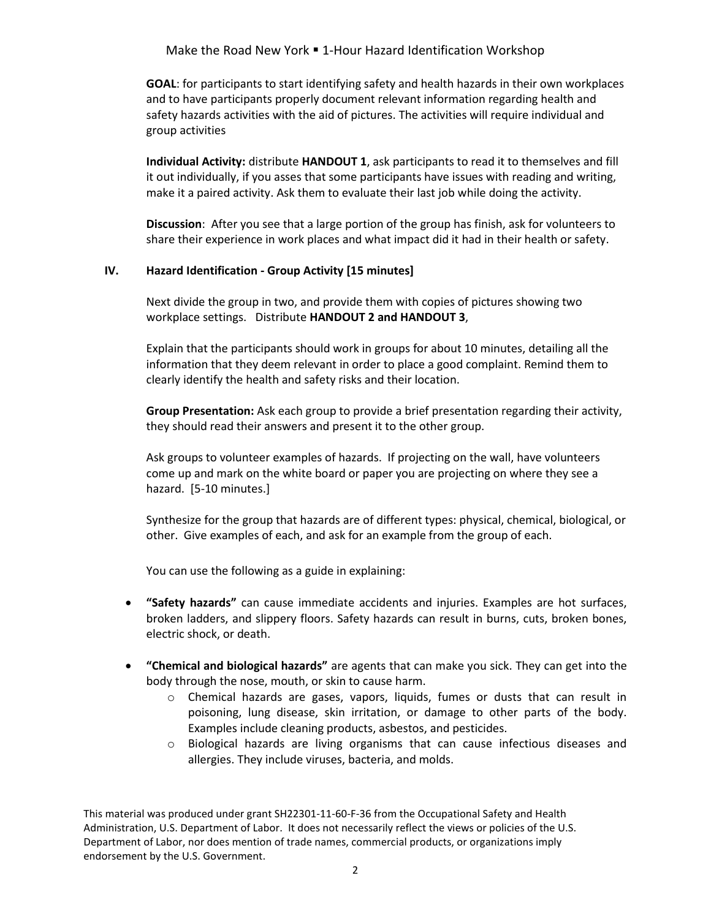**GOAL**: for participants to start identifying safety and health hazards in their own workplaces and to have participants properly document relevant information regarding health and safety hazards activities with the aid of pictures. The activities will require individual and group activities

**Individual Activity:** distribute **HANDOUT 1**, ask participants to read it to themselves and fill it out individually, if you asses that some participants have issues with reading and writing, make it a paired activity. Ask them to evaluate their last job while doing the activity.

**Discussion**: After you see that a large portion of the group has finish, ask for volunteers to share their experience in work places and what impact did it had in their health or safety.

## IV. Hazard Identification - Group Activity [15 minutes]

Next divide the group in two, and provide them with copies of pictures showing two workplace settings. Distribute **HANDOUT 2 and HANDOUT 3**,

Explain that the participants should work in groups for about 10 minutes, detailing all the information that they deem relevant in order to place a good complaint. Remind them to clearly identify the health and safety risks and their location.

**Group Presentation:** Ask each group to provide a brief presentation regarding their activity, they should read their answers and present it to the other group.

Ask groups to volunteer examples of hazards. If projecting on the wall, have volunteers come up and mark on the white board or paper you are projecting on where they see a hazard. [5-10 minutes.]

Synthesize for the group that hazards are of different types: physical, chemical, biological, or other. Give examples of each, and ask for an example from the group of each.

You can use the following as a guide in explaining:

- **"Safety hazards"** can cause immediate accidents and injuries. Examples are hot surfaces, broken ladders, and slippery floors. Safety hazards can result in burns, cuts, broken bones, electric shock, or death.
- **"Chemical and biological hazards"** are agents that can make you sick. They can get into the body through the nose, mouth, or skin to cause harm.
  - Chemical hazards are gases, vapors, liquids, fumes or dusts that can result in poisoning, lung disease, skin irritation, or damage to other parts of the body. Examples include cleaning products, asbestos, and pesticides.
  - Biological hazards are living organisms that can cause infectious diseases and allergies. They include viruses, bacteria, and molds.

This material was produced under grant SH22301-11-60-F-36 from the Occupational Safety and Health Administration, U.S. Department of Labor. It does not necessarily reflect the views or policies of the U.S. Department of Labor, nor does mention of trade names, commercial products, or organizations imply endorsement by the U.S. Government.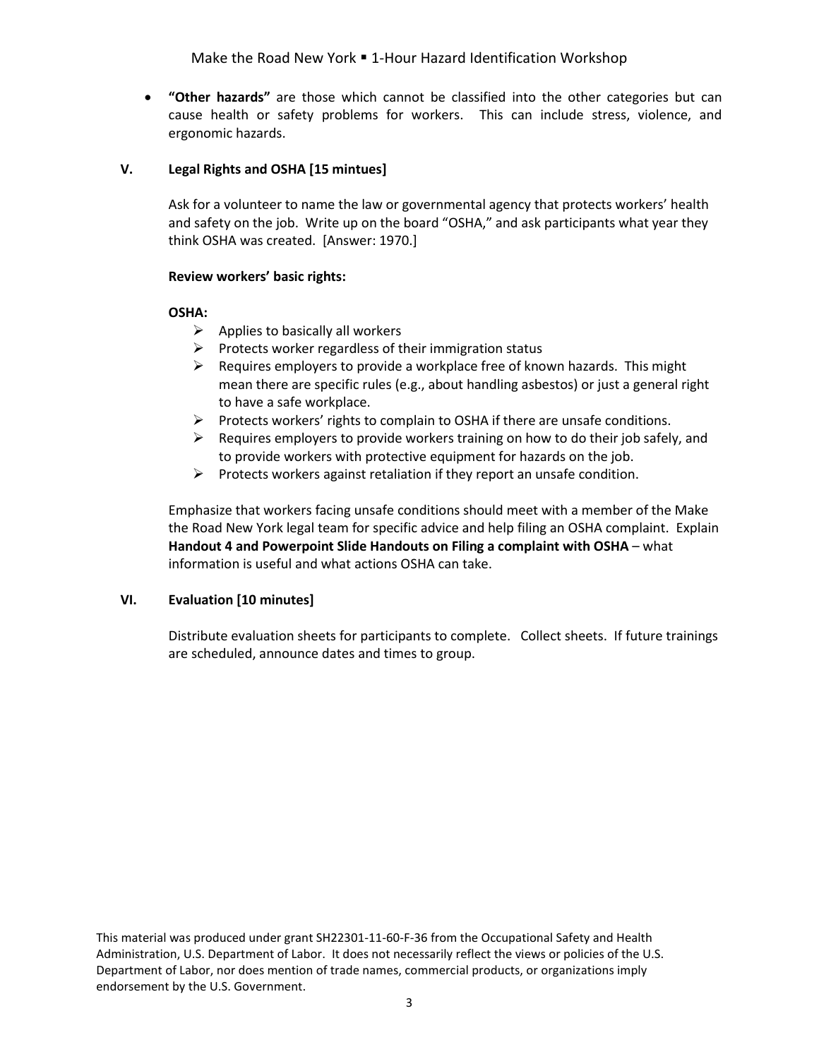- **"Other hazards"** are those which cannot be classified into the other categories but can cause health or safety problems for workers. This can include stress, violence, and ergonomic hazards.

## V. Legal Rights and OSHA [15 mintues]

Ask for a volunteer to name the law or governmental agency that protects workers' health and safety on the job. Write up on the board "OSHA," and ask participants what year they think OSHA was created. [Answer: 1970.]

**Review workers' basic rights:**

**OSHA:**

- Applies to basically all workers
- Protects worker regardless of their immigration status
- Requires employers to provide a workplace free of known hazards. This might mean there are specific rules (e.g., about handling asbestos) or just a general right to have a safe workplace.
- Protects workers' rights to complain to OSHA if there are unsafe conditions.
- Requires employers to provide workers training on how to do their job safely, and to provide workers with protective equipment for hazards on the job.
- Protects workers against retaliation if they report an unsafe condition.

Emphasize that workers facing unsafe conditions should meet with a member of the Make the Road New York legal team for specific advice and help filing an OSHA complaint. Explain **Handout 4 and Powerpoint Slide Handouts on Filing a complaint with OSHA** – what information is useful and what actions OSHA can take.

## VI. Evaluation [10 minutes]

Distribute evaluation sheets for participants to complete. Collect sheets. If future trainings are scheduled, announce dates and times to group.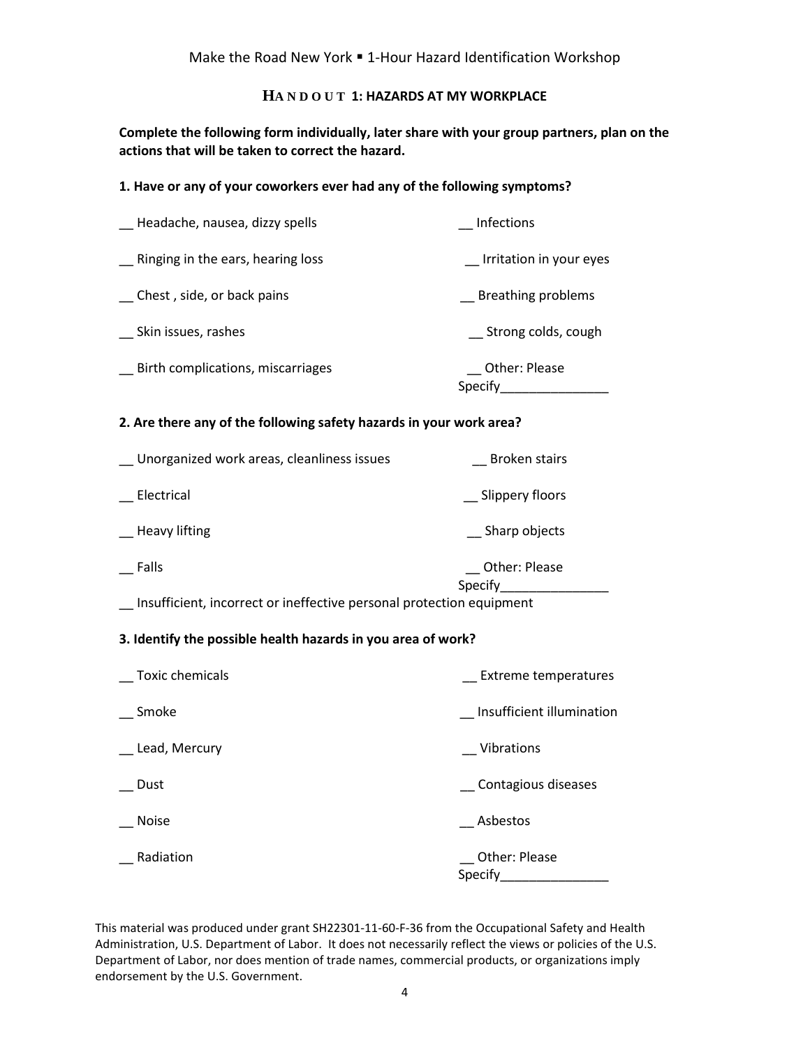## HANDOUT 1: HAZARDS AT MY WORKPLACE

**Complete the following form individually, later share with your group partners, plan on the actions that will be taken to correct the hazard.**

**1. Have or any of your coworkers ever had any of the following symptoms?**

__ Headache, nausea, dizzy spells

__ Ringing in the ears, hearing loss

__ Chest , side, or back pains

__ Skin issues, rashes

__ Birth complications, miscarriages

__ Infections

__ Irritation in your eyes

__ Breathing problems

__ Strong colds, cough

__ Other: Please Specify_______________

**2. Are there any of the following safety hazards in your work area?**

__ Unorganized work areas, cleanliness issues

__ Electrical

__ Heavy lifting

__ Falls

__ Insufficient, incorrect or ineffective personal protection equipment

__ Broken stairs

__ Slippery floors

__ Sharp objects

__ Other: Please Specify_______________

**3. Identify the possible health hazards in you area of work?**

__ Toxic chemicals

__ Smoke

__ Lead, Mercury

__ Dust

__ Noise

__ Radiation

__ Extreme temperatures

__ Insufficient illumination

__ Vibrations

__ Contagious diseases

__ Asbestos

__ Other: Please Specify_______________

This material was produced under grant SH22301-11-60-F-36 from the Occupational Safety and Health Administration, U.S. Department of Labor. It does not necessarily reflect the views or policies of the U.S. Department of Labor, nor does mention of trade names, commercial products, or organizations imply endorsement by the U.S. Government.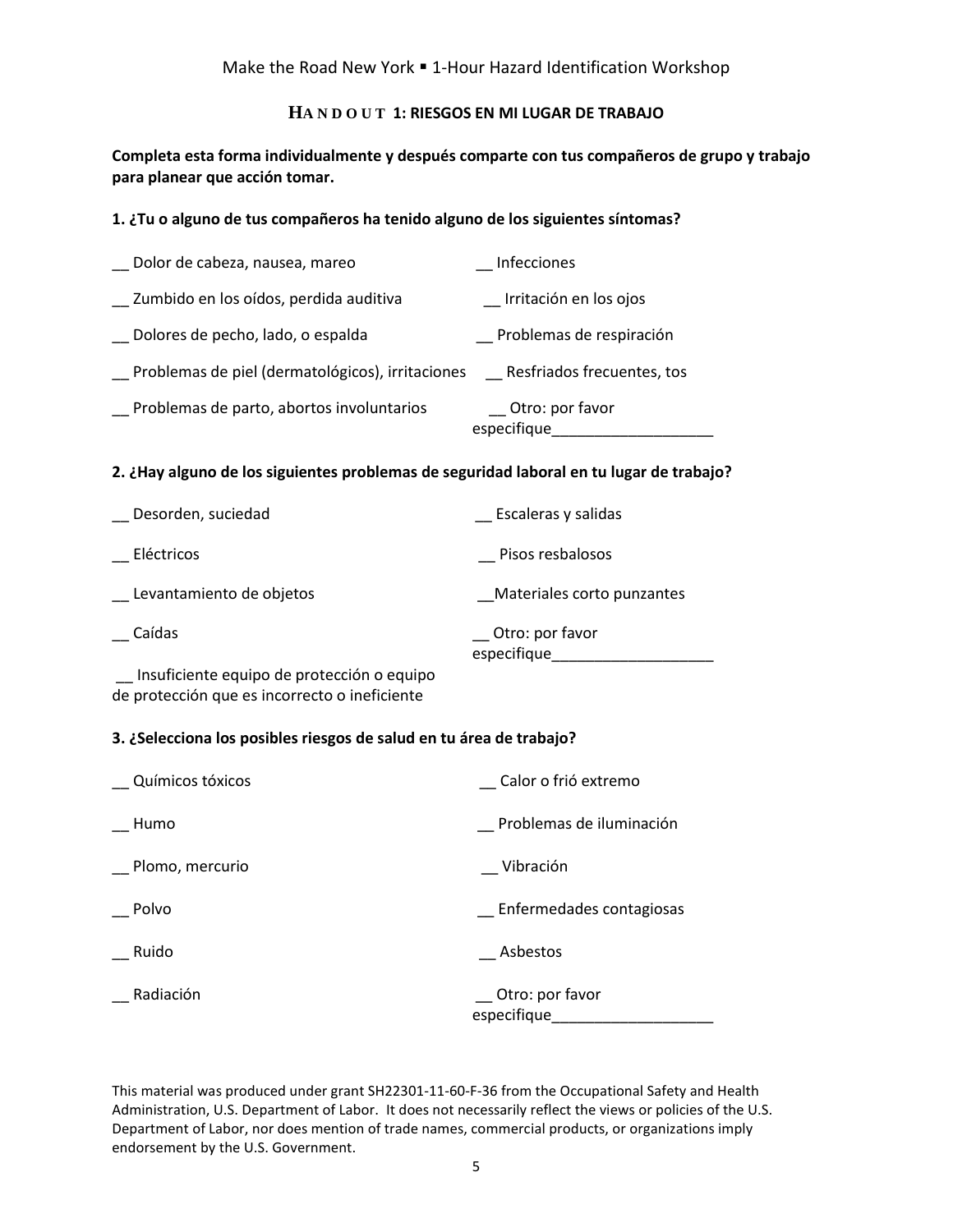## HANDOUT 1: RIESGOS EN MI LUGAR DE TRABAJO

**Completa esta forma individualmente y después comparte con tus compañeros de grupo y trabajo para planear que acción tomar.**

**1. ¿Tu o alguno de tus compañeros ha tenido alguno de los siguientes síntomas?**

__ Dolor de cabeza, nausea, mareo

__ Infecciones

__ Zumbido en los oídos, perdida auditiva

__ Irritación en los ojos

__ Dolores de pecho, lado, o espalda

__ Problemas de respiración

__ Problemas de piel (dermatológicos), irritaciones

__ Resfriados frecuentes, tos

__ Problemas de parto, abortos involuntarios

__ Otro: por favor especifique___________________

**2. ¿Hay alguno de los siguientes problemas de seguridad laboral en tu lugar de trabajo?**

__ Desorden, suciedad

__ Escaleras y salidas

__ Eléctricos

__ Pisos resbalosos

__ Levantamiento de objetos

__Materiales corto punzantes

__ Caídas

__ Otro: por favor especifique___________________

__ Insuficiente equipo de protección o equipo de protección que es incorrecto o ineficiente

**3. ¿Selecciona los posibles riesgos de salud en tu área de trabajo?**

__ Químicos tóxicos

__ Calor o frió extremo

__ Humo

__ Problemas de iluminación

__ Plomo, mercurio

__ Vibración

__ Polvo

__ Enfermedades contagiosas

__ Ruido

__ Asbestos

__ Radiación

__ Otro: por favor especifique___________________

This material was produced under grant SH22301-11-60-F-36 from the Occupational Safety and Health Administration, U.S. Department of Labor. It does not necessarily reflect the views or policies of the U.S. Department of Labor, nor does mention of trade names, commercial products, or organizations imply endorsement by the U.S. Government.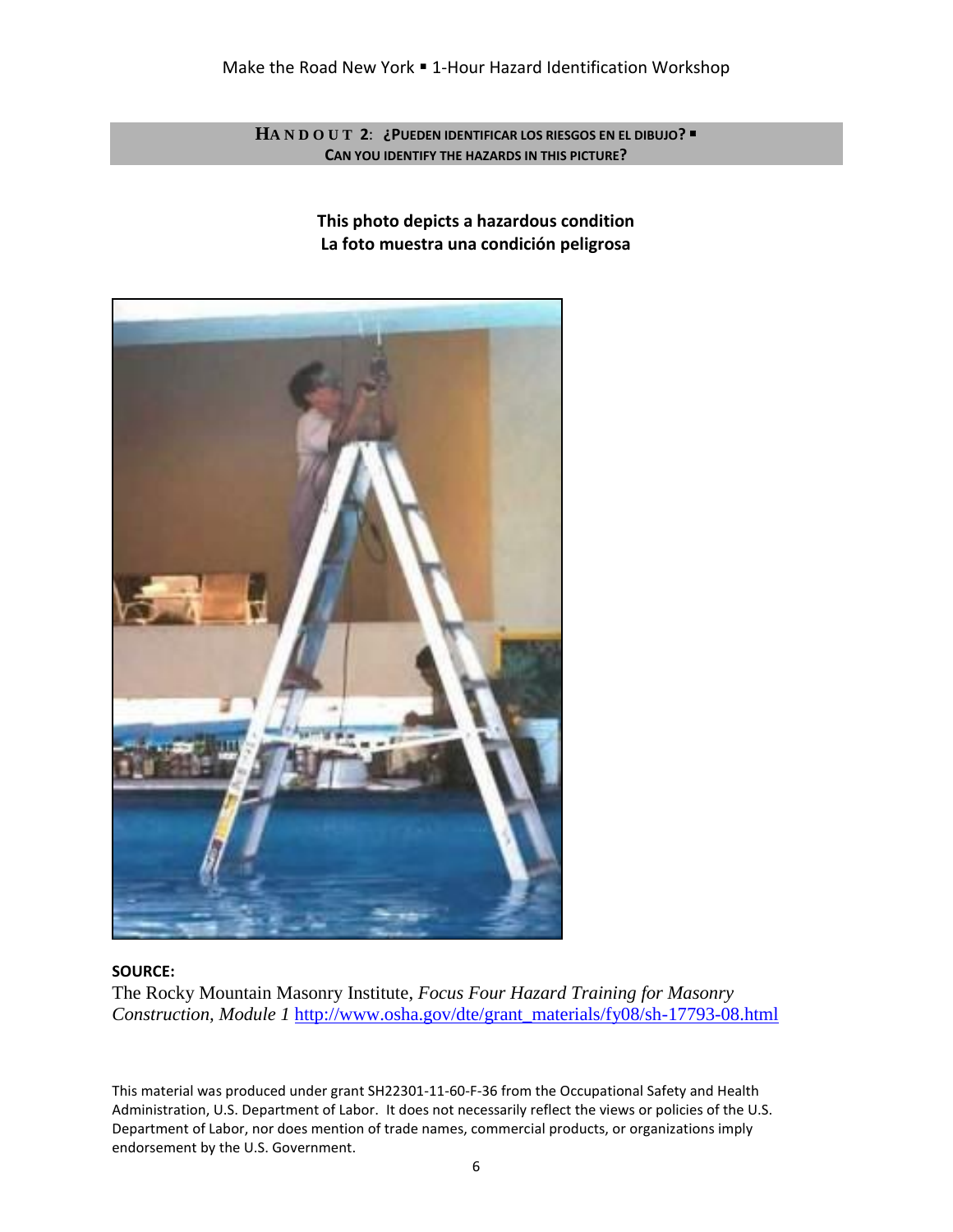## HANDOUT 2: ¿PUEDEN IDENTIFICAR LOS RIESGOS EN EL DIBUJO? ▪ CAN YOU IDENTIFY THE HAZARDS IN THIS PICTURE?

**This photo depicts a hazardous condition**
**La foto muestra una condición peligrosa**

**SOURCE:**
The Rocky Mountain Masonry Institute, *Focus Four Hazard Training for Masonry Construction, Module 1* http://www.osha.gov/dte/grant_materials/fy08/sh-17793-08.html

This material was produced under grant SH22301-11-60-F-36 from the Occupational Safety and Health Administration, U.S. Department of Labor. It does not necessarily reflect the views or policies of the U.S. Department of Labor, nor does mention of trade names, commercial products, or organizations imply endorsement by the U.S. Government.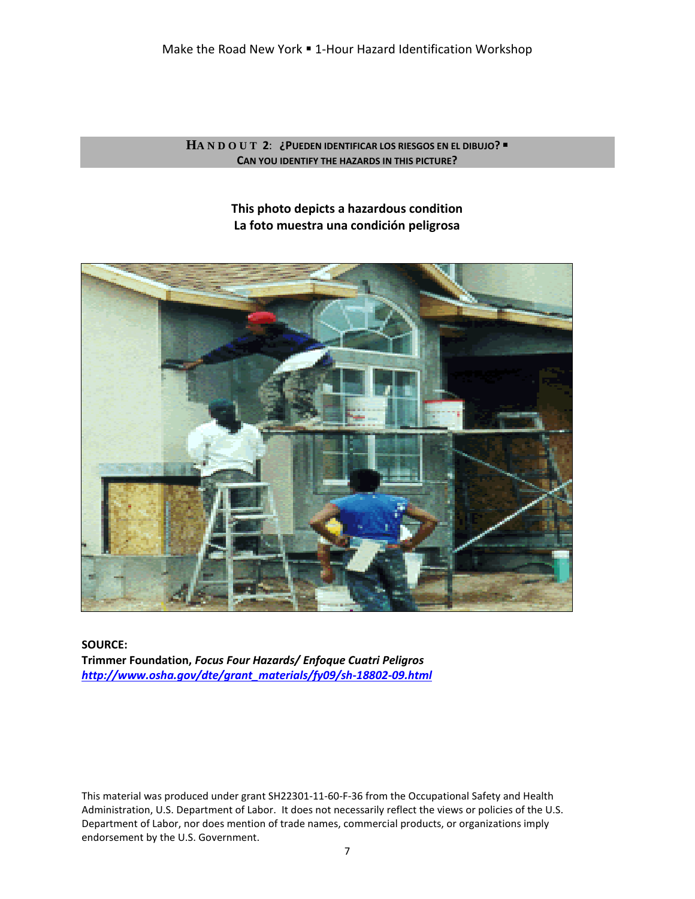## HANDOUT 2: ¿PUEDEN IDENTIFICAR LOS RIESGOS EN EL DIBUJO? ▪ CAN YOU IDENTIFY THE HAZARDS IN THIS PICTURE?

**This photo depicts a hazardous condition**
**La foto muestra una condición peligrosa**

**SOURCE:**
**Trimmer Foundation, *Focus Four Hazards/ Enfoque Cuatri Peligros***
***http://www.osha.gov/dte/grant_materials/fy09/sh-18802-09.html***

This material was produced under grant SH22301-11-60-F-36 from the Occupational Safety and Health Administration, U.S. Department of Labor. It does not necessarily reflect the views or policies of the U.S. Department of Labor, nor does mention of trade names, commercial products, or organizations imply endorsement by the U.S. Government.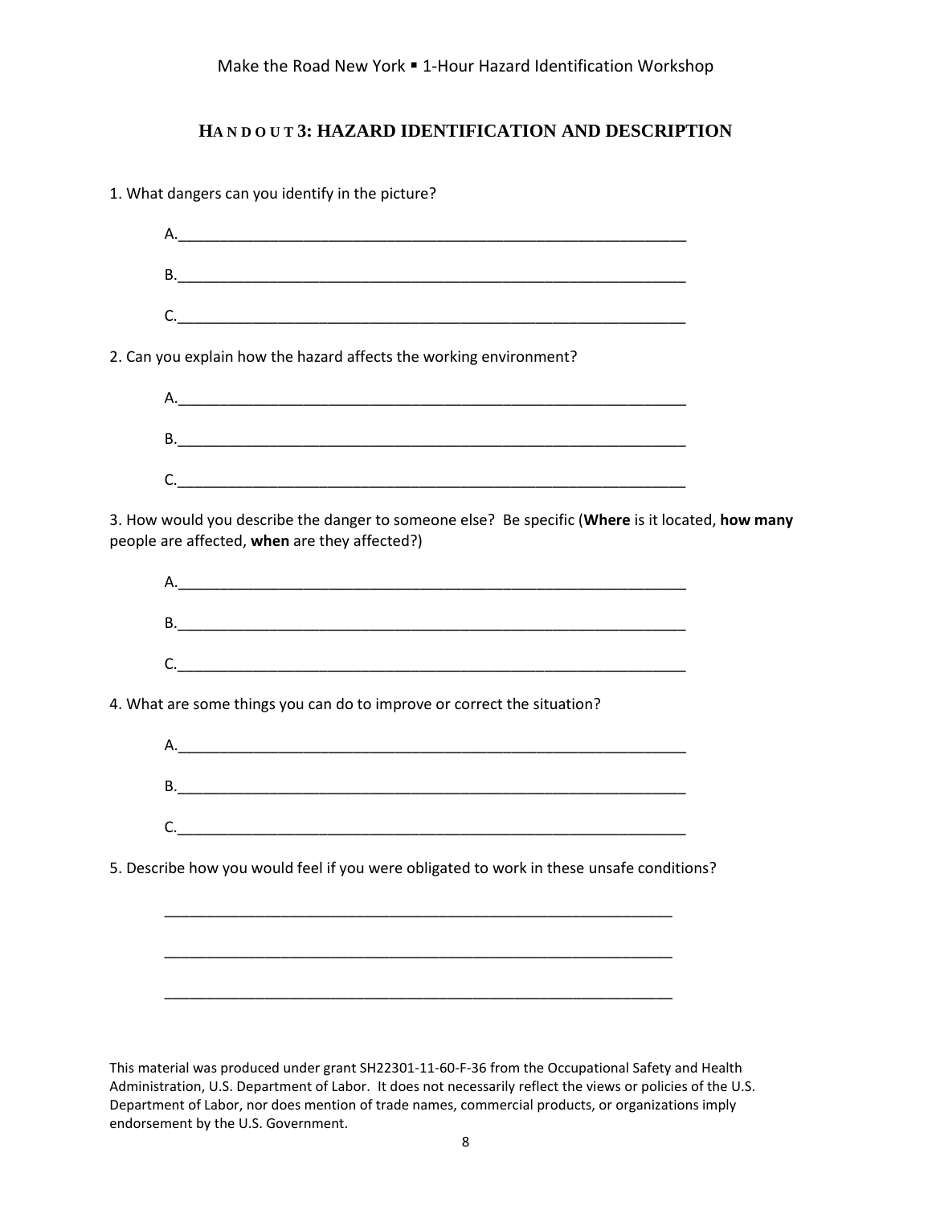## HANDOUT 3: HAZARD IDENTIFICATION AND DESCRIPTION

1. What dangers can you identify in the picture?

   A.______________________________________________________________

   B.______________________________________________________________

   C.______________________________________________________________

2. Can you explain how the hazard affects the working environment?

   A.______________________________________________________________

   B.______________________________________________________________

   C.______________________________________________________________

3. How would you describe the danger to someone else? Be specific (**Where** is it located, **how many** people are affected, **when** are they affected?)

   A.______________________________________________________________

   B.______________________________________________________________

   C.______________________________________________________________

4. What are some things you can do to improve or correct the situation?

   A.______________________________________________________________

   B.______________________________________________________________

   C.______________________________________________________________

5. Describe how you would feel if you were obligated to work in these unsafe conditions?

   ______________________________________________________________

   ______________________________________________________________

   ______________________________________________________________

This material was produced under grant SH22301-11-60-F-36 from the Occupational Safety and Health Administration, U.S. Department of Labor. It does not necessarily reflect the views or policies of the U.S. Department of Labor, nor does mention of trade names, commercial products, or organizations imply endorsement by the U.S. Government.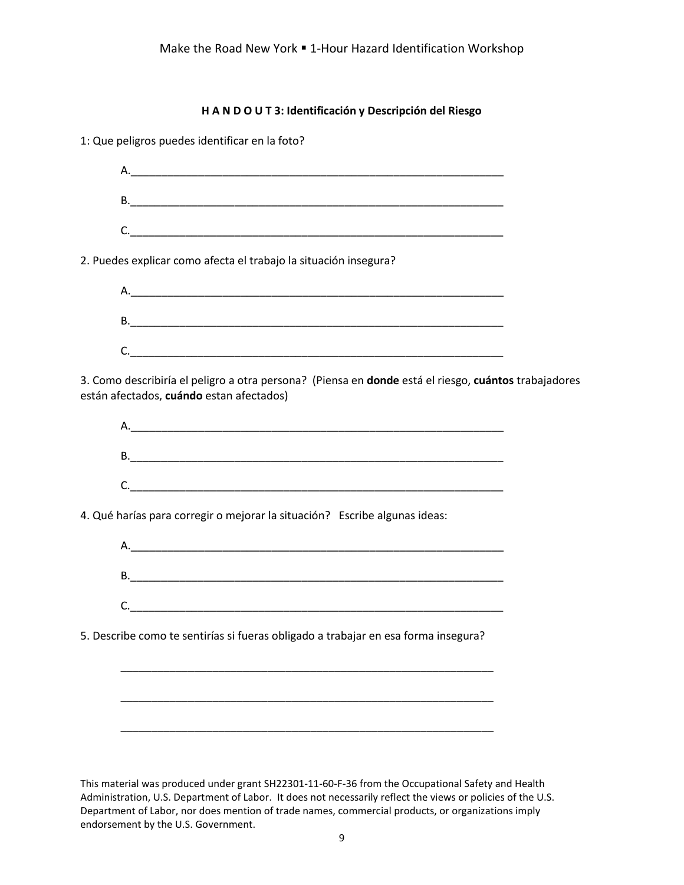**H A N D O U T 3: Identificación y Descripción del Riesgo**

1: Que peligros puedes identificar en la foto?

A.________________________________________________________________

B.________________________________________________________________

C.________________________________________________________________

2. Puedes explicar como afecta el trabajo la situación insegura?

A.________________________________________________________________

B.________________________________________________________________

C.________________________________________________________________

3. Como describiría el peligro a otra persona? (Piensa en **donde** está el riesgo, **cuántos** trabajadores están afectados, **cuándo** estan afectados)

A.________________________________________________________________

B.________________________________________________________________

C.________________________________________________________________

4. Qué harías para corregir o mejorar la situación? Escribe algunas ideas:

A.________________________________________________________________

B.________________________________________________________________

C.________________________________________________________________

5. Describe como te sentirías si fueras obligado a trabajar en esa forma insegura?

________________________________________________________________

________________________________________________________________

________________________________________________________________

This material was produced under grant SH22301-11-60-F-36 from the Occupational Safety and Health Administration, U.S. Department of Labor. It does not necessarily reflect the views or policies of the U.S. Department of Labor, nor does mention of trade names, commercial products, or organizations imply endorsement by the U.S. Government.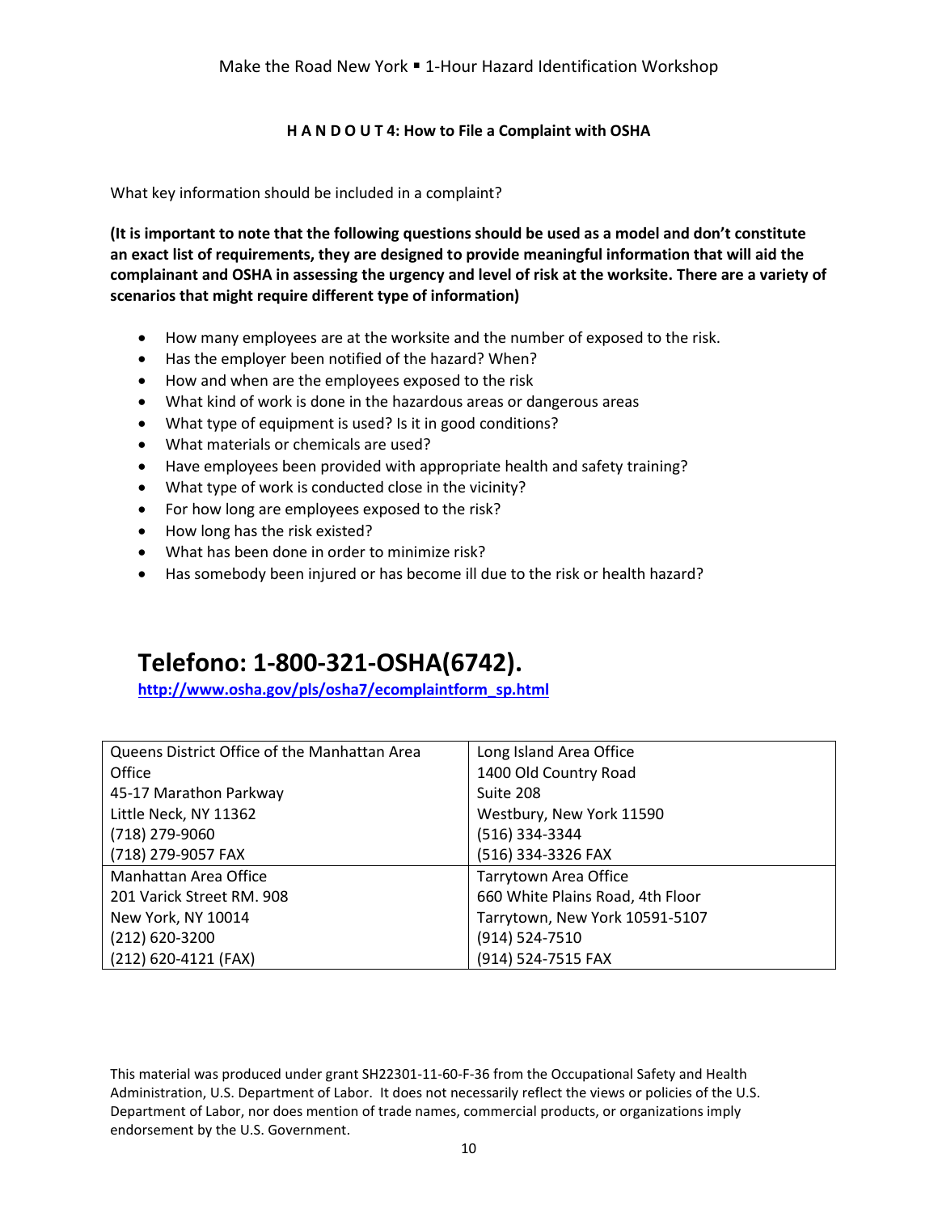### H A N D O U T 4: How to File a Complaint with OSHA

What key information should be included in a complaint?

**(It is important to note that the following questions should be used as a model and don't constitute an exact list of requirements, they are designed to provide meaningful information that will aid the complainant and OSHA in assessing the urgency and level of risk at the worksite. There are a variety of scenarios that might require different type of information)**

- How many employees are at the worksite and the number of exposed to the risk.
- Has the employer been notified of the hazard? When?
- How and when are the employees exposed to the risk
- What kind of work is done in the hazardous areas or dangerous areas
- What type of equipment is used? Is it in good conditions?
- What materials or chemicals are used?
- Have employees been provided with appropriate health and safety training?
- What type of work is conducted close in the vicinity?
- For how long are employees exposed to the risk?
- How long has the risk existed?
- What has been done in order to minimize risk?
- Has somebody been injured or has become ill due to the risk or health hazard?

## Telefono: 1-800-321-OSHA(6742).

http://www.osha.gov/pls/osha7/ecomplaintform_sp.html

| | |
|---|---|
| Queens District Office of the Manhattan Area Office<br>45-17 Marathon Parkway<br>Little Neck, NY 11362<br>(718) 279-9060<br>(718) 279-9057 FAX | Long Island Area Office<br>1400 Old Country Road<br>Suite 208<br>Westbury, New York 11590<br>(516) 334-3344<br>(516) 334-3326 FAX |
| Manhattan Area Office<br>201 Varick Street RM. 908<br>New York, NY 10014<br>(212) 620-3200<br>(212) 620-4121 (FAX) | Tarrytown Area Office<br>660 White Plains Road, 4th Floor<br>Tarrytown, New York 10591-5107<br>(914) 524-7510<br>(914) 524-7515 FAX |

This material was produced under grant SH22301-11-60-F-36 from the Occupational Safety and Health Administration, U.S. Department of Labor. It does not necessarily reflect the views or policies of the U.S. Department of Labor, nor does mention of trade names, commercial products, or organizations imply endorsement by the U.S. Government.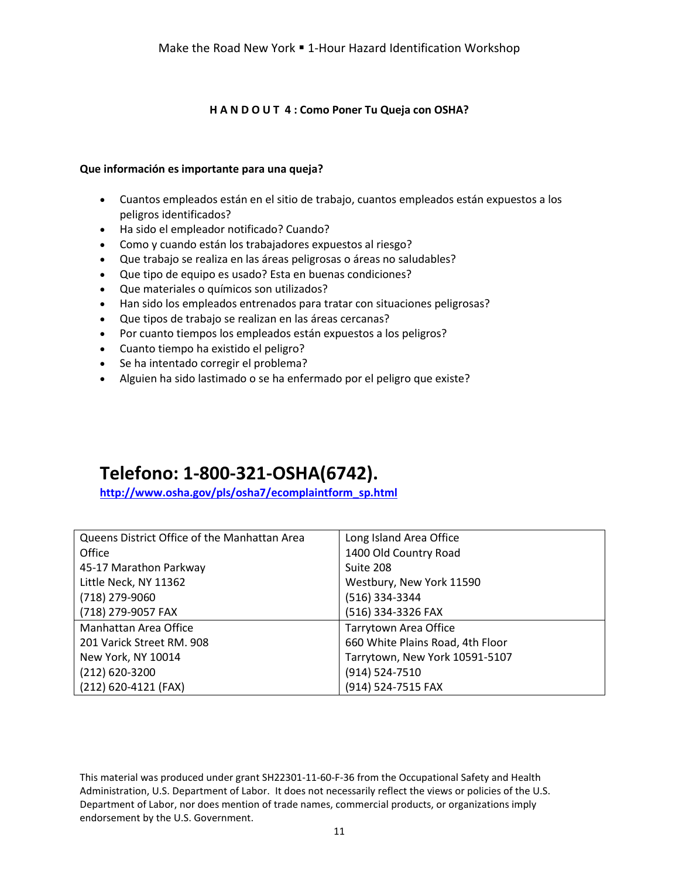## H A N D O U T 4 : Como Poner Tu Queja con OSHA?

**Que información es importante para una queja?**

- Cuantos empleados están en el sitio de trabajo, cuantos empleados están expuestos a los peligros identificados?
- Ha sido el empleador notificado? Cuando?
- Como y cuando están los trabajadores expuestos al riesgo?
- Que trabajo se realiza en las áreas peligrosas o áreas no saludables?
- Que tipo de equipo es usado? Esta en buenas condiciones?
- Que materiales o químicos son utilizados?
- Han sido los empleados entrenados para tratar con situaciones peligrosas?
- Que tipos de trabajo se realizan en las áreas cercanas?
- Por cuanto tiempos los empleados están expuestos a los peligros?
- Cuanto tiempo ha existido el peligro?
- Se ha intentado corregir el problema?
- Alguien ha sido lastimado o se ha enfermado por el peligro que existe?

# Telefono: 1-800-321-OSHA(6742).

http://www.osha.gov/pls/osha7/ecomplaintform_sp.html

| | |
|---|---|
| Queens District Office of the Manhattan Area Office<br>45-17 Marathon Parkway<br>Little Neck, NY 11362<br>(718) 279-9060<br>(718) 279-9057 FAX | Long Island Area Office<br>1400 Old Country Road<br>Suite 208<br>Westbury, New York 11590<br>(516) 334-3344<br>(516) 334-3326 FAX |
| Manhattan Area Office<br>201 Varick Street RM. 908<br>New York, NY 10014<br>(212) 620-3200<br>(212) 620-4121 (FAX) | Tarrytown Area Office<br>660 White Plains Road, 4th Floor<br>Tarrytown, New York 10591-5107<br>(914) 524-7510<br>(914) 524-7515 FAX |

This material was produced under grant SH22301-11-60-F-36 from the Occupational Safety and Health Administration, U.S. Department of Labor. It does not necessarily reflect the views or policies of the U.S. Department of Labor, nor does mention of trade names, commercial products, or organizations imply endorsement by the U.S. Government.